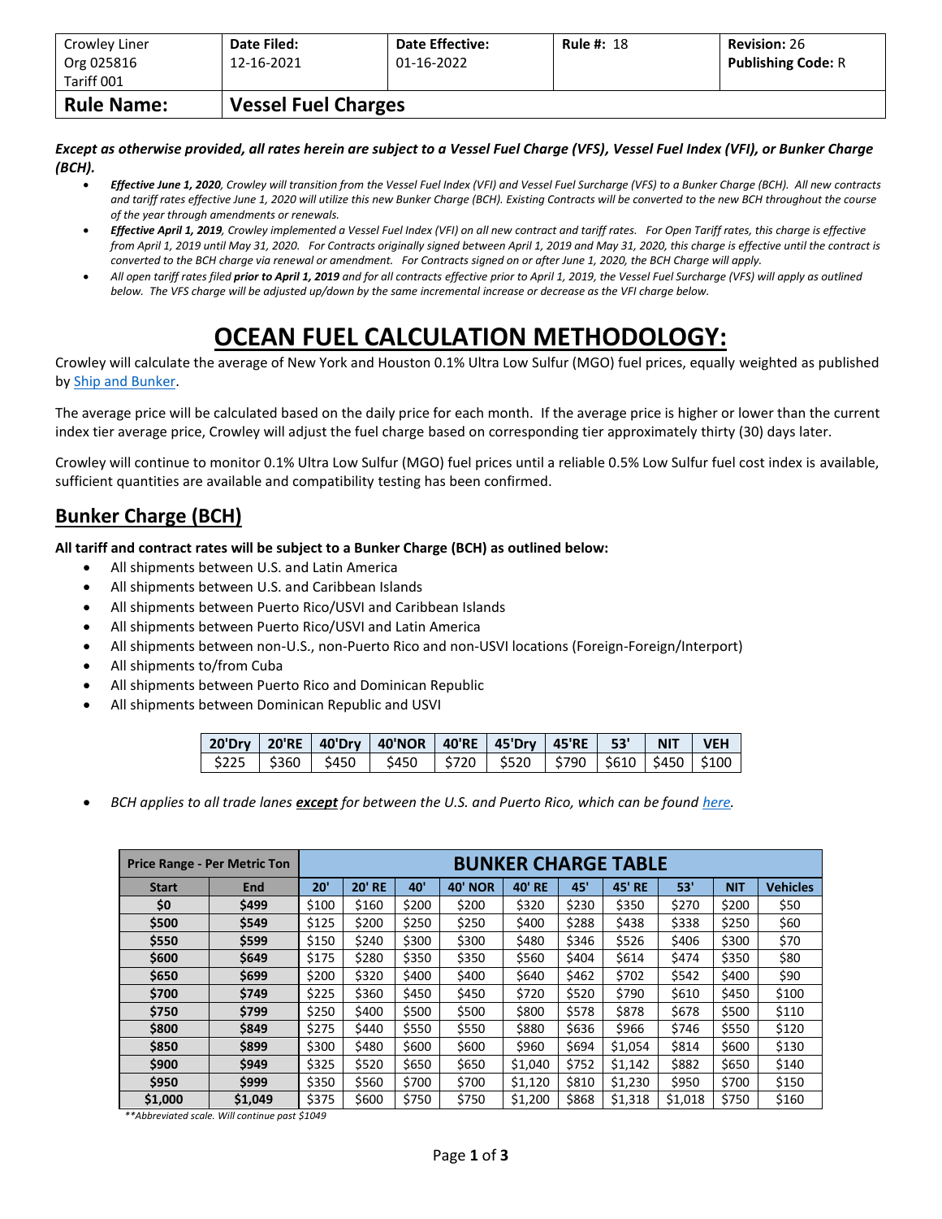| Crowley Liner Org 025816 Tariff 001 | **Date Filed:** 12-16-2021 | **Date Effective:** 01-16-2022 | **Rule #:** 18 | **Revision:** 26 **Publishing Code:** R |
|---|---|---|---|---|
| **Rule Name:** | **Vessel Fuel Charges** | | | |

***Except as otherwise provided, all rates herein are subject to a Vessel Fuel Charge (VFS), Vessel Fuel Index (VFI), or Bunker Charge (BCH).***

- ***Effective June 1, 2020**, Crowley will transition from the Vessel Fuel Index (VFI) and Vessel Fuel Surcharge (VFS) to a Bunker Charge (BCH). All new contracts and tariff rates effective June 1, 2020 will utilize this new Bunker Charge (BCH). Existing Contracts will be converted to the new BCH throughout the course of the year through amendments or renewals.*
- ***Effective April 1, 2019**, Crowley implemented a Vessel Fuel Index (VFI) on all new contract and tariff rates. For Open Tariff rates, this charge is effective from April 1, 2019 until May 31, 2020. For Contracts originally signed between April 1, 2019 and May 31, 2020, this charge is effective until the contract is converted to the BCH charge via renewal or amendment. For Contracts signed on or after June 1, 2020, the BCH Charge will apply.*
- *All open tariff rates filed **prior to April 1, 2019** and for all contracts effective prior to April 1, 2019, the Vessel Fuel Surcharge (VFS) will apply as outlined below. The VFS charge will be adjusted up/down by the same incremental increase or decrease as the VFI charge below.*

# OCEAN FUEL CALCULATION METHODOLOGY:

Crowley will calculate the average of New York and Houston 0.1% Ultra Low Sulfur (MGO) fuel prices, equally weighted as published by Ship and Bunker.

The average price will be calculated based on the daily price for each month. If the average price is higher or lower than the current index tier average price, Crowley will adjust the fuel charge based on corresponding tier approximately thirty (30) days later.

Crowley will continue to monitor 0.1% Ultra Low Sulfur (MGO) fuel prices until a reliable 0.5% Low Sulfur fuel cost index is available, sufficient quantities are available and compatibility testing has been confirmed.

## Bunker Charge (BCH)

**All tariff and contract rates will be subject to a Bunker Charge (BCH) as outlined below:**

- All shipments between U.S. and Latin America
- All shipments between U.S. and Caribbean Islands
- All shipments between Puerto Rico/USVI and Caribbean Islands
- All shipments between Puerto Rico/USVI and Latin America
- All shipments between non-U.S., non-Puerto Rico and non-USVI locations (Foreign-Foreign/Interport)
- All shipments to/from Cuba
- All shipments between Puerto Rico and Dominican Republic
- All shipments between Dominican Republic and USVI

| 20'Dry | 20'RE | 40'Dry | 40'NOR | 40'RE | 45'Dry | 45'RE | 53' | NIT | VEH |
|---|---|---|---|---|---|---|---|---|---|
| $225 | $360 | $450 | $450 | $720 | $520 | $790 | $610 | $450 | $100 |

- *BCH applies to all trade lanes **except** for between the U.S. and Puerto Rico, which can be found here.*

| Price Range - Per Metric Ton | | BUNKER CHARGE TABLE | | | | | | | | | |
|---|---|---|---|---|---|---|---|---|---|---|---|
| **Start** | **End** | **20'** | **20' RE** | **40'** | **40' NOR** | **40' RE** | **45'** | **45' RE** | **53'** | **NIT** | **Vehicles** |
| **$0** | **$499** | $100 | $160 | $200 | $200 | $320 | $230 | $350 | $270 | $200 | $50 |
| **$500** | **$549** | $125 | $200 | $250 | $250 | $400 | $288 | $438 | $338 | $250 | $60 |
| **$550** | **$599** | $150 | $240 | $300 | $300 | $480 | $346 | $526 | $406 | $300 | $70 |
| **$600** | **$649** | $175 | $280 | $350 | $350 | $560 | $404 | $614 | $474 | $350 | $80 |
| **$650** | **$699** | $200 | $320 | $400 | $400 | $640 | $462 | $702 | $542 | $400 | $90 |
| **$700** | **$749** | $225 | $360 | $450 | $450 | $720 | $520 | $790 | $610 | $450 | $100 |
| **$750** | **$799** | $250 | $400 | $500 | $500 | $800 | $578 | $878 | $678 | $500 | $110 |
| **$800** | **$849** | $275 | $440 | $550 | $550 | $880 | $636 | $966 | $746 | $550 | $120 |
| **$850** | **$899** | $300 | $480 | $600 | $600 | $960 | $694 | $1,054 | $814 | $600 | $130 |
| **$900** | **$949** | $325 | $520 | $650 | $650 | $1,040 | $752 | $1,142 | $882 | $650 | $140 |
| **$950** | **$999** | $350 | $560 | $700 | $700 | $1,120 | $810 | $1,230 | $950 | $700 | $150 |
| **$1,000** | **$1,049** | $375 | $600 | $750 | $750 | $1,200 | $868 | $1,318 | $1,018 | $750 | $160 |

*\*\*Abbreviated scale. Will continue past $1049*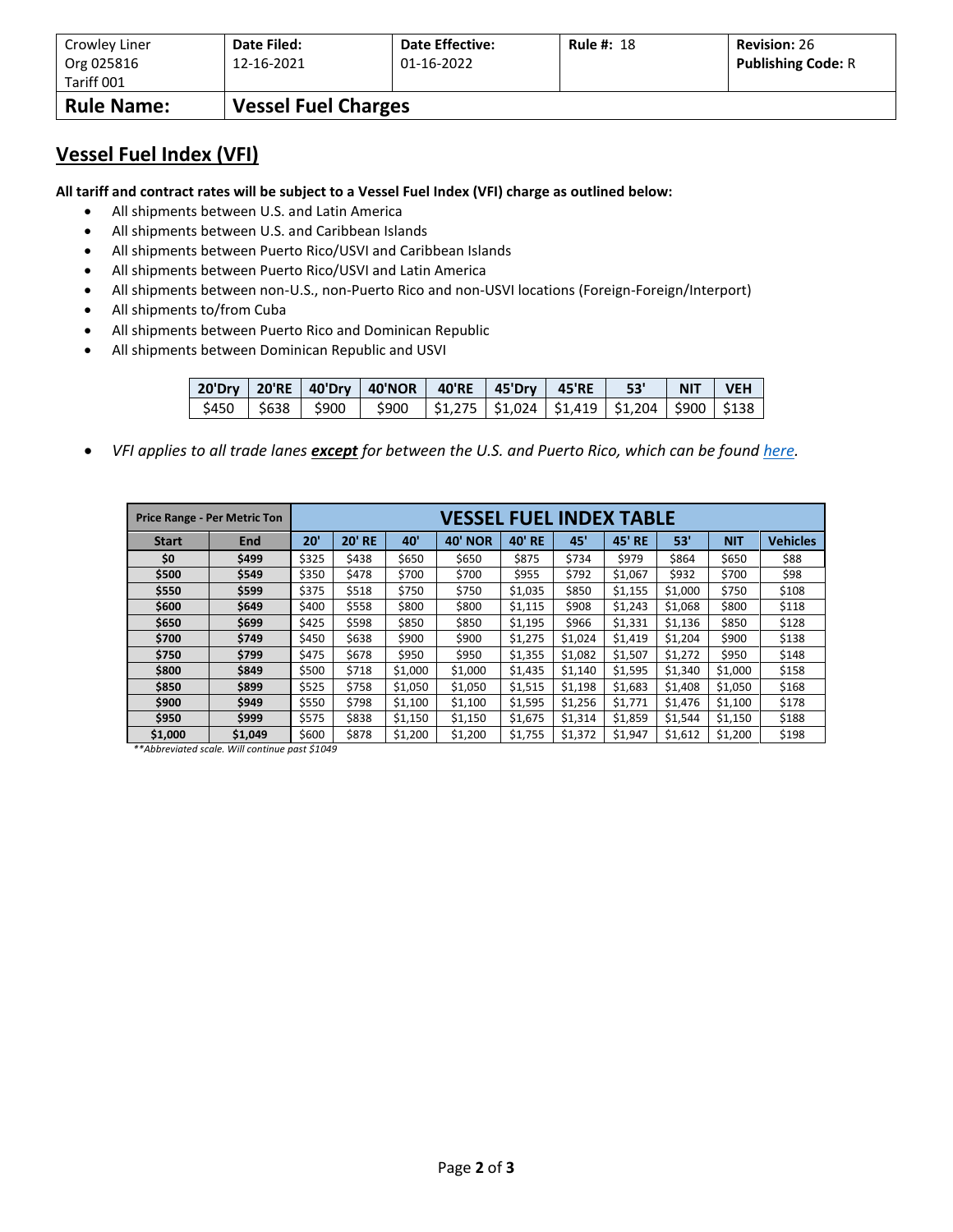| Crowley Liner Org 025816 Tariff 001 | Date Filed: 12-16-2021 | Date Effective: 01-16-2022 | Rule #: 18 | Revision: 26 Publishing Code: R |
|---|---|---|---|---|
| **Rule Name:** | **Vessel Fuel Charges** | | | |

## Vessel Fuel Index (VFI)

**All tariff and contract rates will be subject to a Vessel Fuel Index (VFI) charge as outlined below:**

- All shipments between U.S. and Latin America
- All shipments between U.S. and Caribbean Islands
- All shipments between Puerto Rico/USVI and Caribbean Islands
- All shipments between Puerto Rico/USVI and Latin America
- All shipments between non-U.S., non-Puerto Rico and non-USVI locations (Foreign-Foreign/Interport)
- All shipments to/from Cuba
- All shipments between Puerto Rico and Dominican Republic
- All shipments between Dominican Republic and USVI

| 20'Dry | 20'RE | 40'Dry | 40'NOR | 40'RE | 45'Dry | 45'RE | 53' | NIT | VEH |
|---|---|---|---|---|---|---|---|---|---|
| $450 | $638 | $900 | $900 | $1,275 | $1,024 | $1,419 | $1,204 | $900 | $138 |

- *VFI applies to all trade lanes **except** for between the U.S. and Puerto Rico, which can be found here.*

| Price Range - Per Metric Ton | | VESSEL FUEL INDEX TABLE | | | | | | | | | |
|---|---|---|---|---|---|---|---|---|---|---|---|
| **Start** | **End** | **20'** | **20' RE** | **40'** | **40' NOR** | **40' RE** | **45'** | **45' RE** | **53'** | **NIT** | **Vehicles** |
| **$0** | **$499** | $325 | $438 | $650 | $650 | $875 | $734 | $979 | $864 | $650 | $88 |
| **$500** | **$549** | $350 | $478 | $700 | $700 | $955 | $792 | $1,067 | $932 | $700 | $98 |
| **$550** | **$599** | $375 | $518 | $750 | $750 | $1,035 | $850 | $1,155 | $1,000 | $750 | $108 |
| **$600** | **$649** | $400 | $558 | $800 | $800 | $1,115 | $908 | $1,243 | $1,068 | $800 | $118 |
| **$650** | **$699** | $425 | $598 | $850 | $850 | $1,195 | $966 | $1,331 | $1,136 | $850 | $128 |
| **$700** | **$749** | $450 | $638 | $900 | $900 | $1,275 | $1,024 | $1,419 | $1,204 | $900 | $138 |
| **$750** | **$799** | $475 | $678 | $950 | $950 | $1,355 | $1,082 | $1,507 | $1,272 | $950 | $148 |
| **$800** | **$849** | $500 | $718 | $1,000 | $1,000 | $1,435 | $1,140 | $1,595 | $1,340 | $1,000 | $158 |
| **$850** | **$899** | $525 | $758 | $1,050 | $1,050 | $1,515 | $1,198 | $1,683 | $1,408 | $1,050 | $168 |
| **$900** | **$949** | $550 | $798 | $1,100 | $1,100 | $1,595 | $1,256 | $1,771 | $1,476 | $1,100 | $178 |
| **$950** | **$999** | $575 | $838 | $1,150 | $1,150 | $1,675 | $1,314 | $1,859 | $1,544 | $1,150 | $188 |
| **$1,000** | **$1,049** | $600 | $878 | $1,200 | $1,200 | $1,755 | $1,372 | $1,947 | $1,612 | $1,200 | $198 |

*\*\*Abbreviated scale. Will continue past $1049*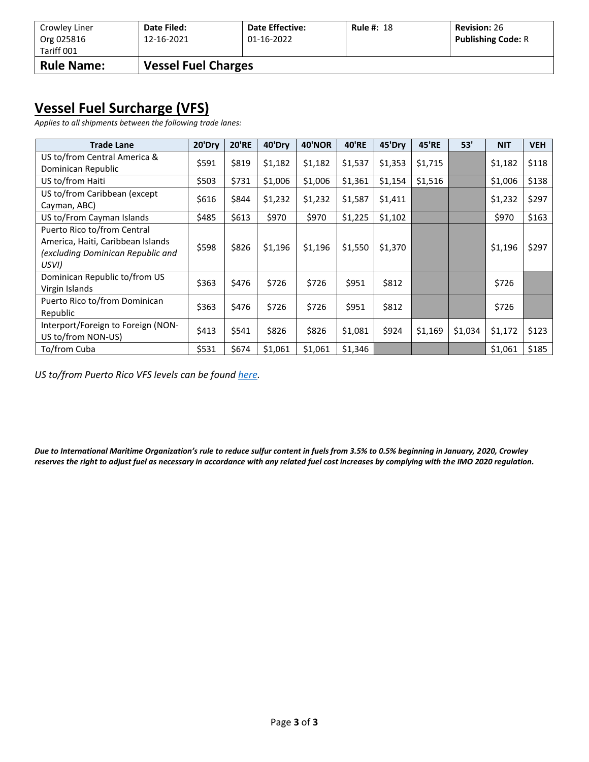| Crowley Liner Org 025816 Tariff 001 | Date Filed: 12-16-2021 | Date Effective: 01-16-2022 | Rule #: 18 | Revision: 26 Publishing Code: R |
|---|---|---|---|---|
| **Rule Name:** | **Vessel Fuel Charges** | | | |

## Vessel Fuel Surcharge (VFS)

*Applies to all shipments between the following trade lanes:*

| Trade Lane | 20'Dry | 20'RE | 40'Dry | 40'NOR | 40'RE | 45'Dry | 45'RE | 53' | NIT | VEH |
|---|---|---|---|---|---|---|---|---|---|---|
| US to/from Central America & Dominican Republic | $591 | $819 | $1,182 | $1,182 | $1,537 | $1,353 | $1,715 | | $1,182 | $118 |
| US to/from Haiti | $503 | $731 | $1,006 | $1,006 | $1,361 | $1,154 | $1,516 | | $1,006 | $138 |
| US to/from Caribbean (except Cayman, ABC) | $616 | $844 | $1,232 | $1,232 | $1,587 | $1,411 | | | $1,232 | $297 |
| US to/From Cayman Islands | $485 | $613 | $970 | $970 | $1,225 | $1,102 | | | $970 | $163 |
| Puerto Rico to/from Central America, Haiti, Caribbean Islands *(excluding Dominican Republic and USVI)* | $598 | $826 | $1,196 | $1,196 | $1,550 | $1,370 | | | $1,196 | $297 |
| Dominican Republic to/from US Virgin Islands | $363 | $476 | $726 | $726 | $951 | $812 | | | $726 | |
| Puerto Rico to/from Dominican Republic | $363 | $476 | $726 | $726 | $951 | $812 | | | $726 | |
| Interport/Foreign to Foreign (NON-US to/from NON-US) | $413 | $541 | $826 | $826 | $1,081 | $924 | $1,169 | $1,034 | $1,172 | $123 |
| To/from Cuba | $531 | $674 | $1,061 | $1,061 | $1,346 | | | | $1,061 | $185 |

*US to/from Puerto Rico VFS levels can be found here.*

***Due to International Maritime Organization's rule to reduce sulfur content in fuels from 3.5% to 0.5% beginning in January, 2020, Crowley reserves the right to adjust fuel as necessary in accordance with any related fuel cost increases by complying with the IMO 2020 regulation.***